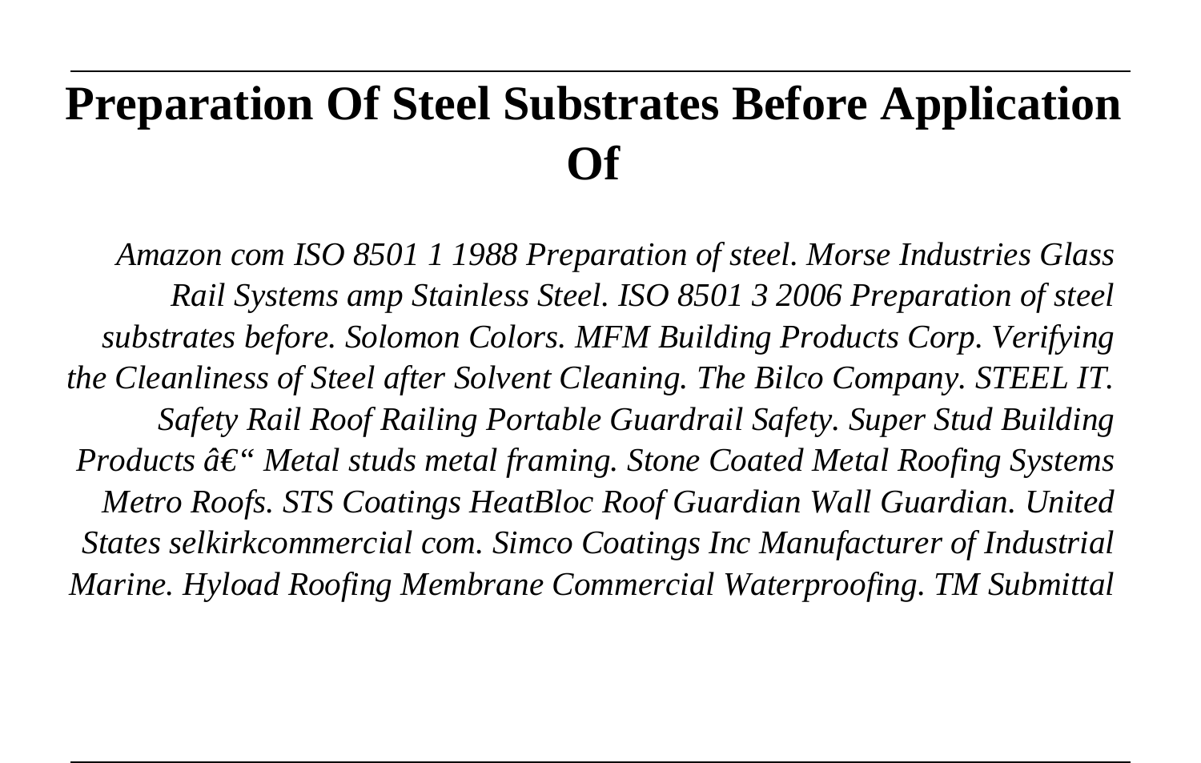# Preparation Of Steel Substrates Before Application Of

*Amazon com ISO 8501 1 1988 Preparation of steel. Morse Industries Glass Rail Systems amp Stainless Steel. ISO 8501 3 2006 Preparation of steel substrates before. Solomon Colors. MFM Building Products Corp. Verifying the Cleanliness of Steel after Solvent Cleaning. The Bilco Company. STEEL IT. Safety Rail Roof Railing Portable Guardrail Safety. Super Stud Building Products â€" Metal studs metal framing. Stone Coated Metal Roofing Systems Metro Roofs. STS Coatings HeatBloc Roof Guardian Wall Guardian. United States selkirkcommercial com. Simco Coatings Inc Manufacturer of Industrial Marine. Hyload Roofing Membrane Commercial Waterproofing. TM Submittal*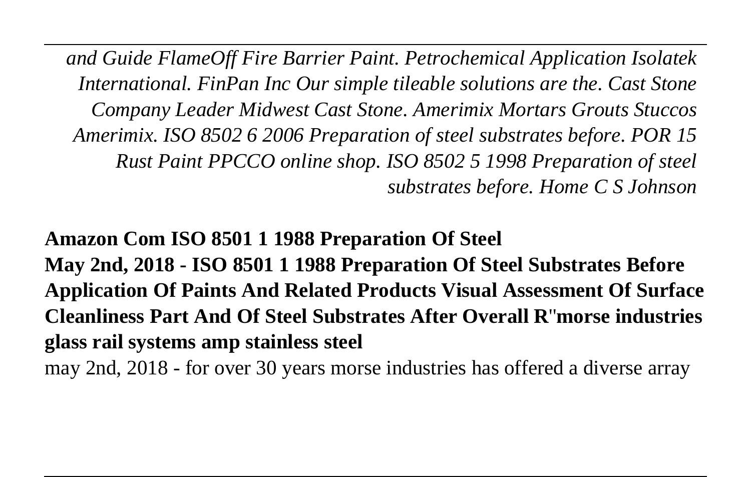*and Guide FlameOff Fire Barrier Paint. Petrochemical Application Isolatek International. FinPan Inc Our simple tileable solutions are the. Cast Stone Company Leader Midwest Cast Stone. Amerimix Mortars Grouts Stuccos Amerimix. ISO 8502 6 2006 Preparation of steel substrates before. POR 15 Rust Paint PPCCO online shop. ISO 8502 5 1998 Preparation of steel substrates before. Home C S Johnson*

**Amazon Com ISO 8501 1 1988 Preparation Of Steel**

**May 2nd, 2018 - ISO 8501 1 1988 Preparation Of Steel Substrates Before Application Of Paints And Related Products Visual Assessment Of Surface Cleanliness Part And Of Steel Substrates After Overall R''morse industries glass rail systems amp stainless steel**

may 2nd, 2018 - for over 30 years morse industries has offered a diverse array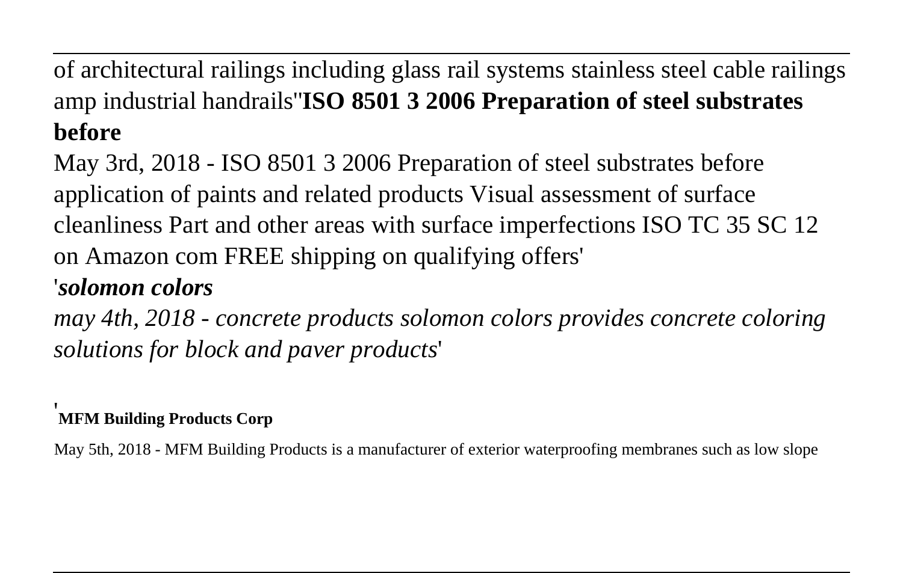of architectural railings including glass rail systems stainless steel cable railings amp industrial handrails''**ISO 8501 3 2006 Preparation of steel substrates before**

May 3rd, 2018 - ISO 8501 3 2006 Preparation of steel substrates before application of paints and related products Visual assessment of surface cleanliness Part and other areas with surface imperfections ISO TC 35 SC 12 on Amazon com FREE shipping on qualifying offers'

'***solomon colors***

*may 4th, 2018 - concrete products solomon colors provides concrete coloring solutions for block and paver products*'

'**MFM Building Products Corp**

May 5th, 2018 - MFM Building Products is a manufacturer of exterior waterproofing membranes such as low slope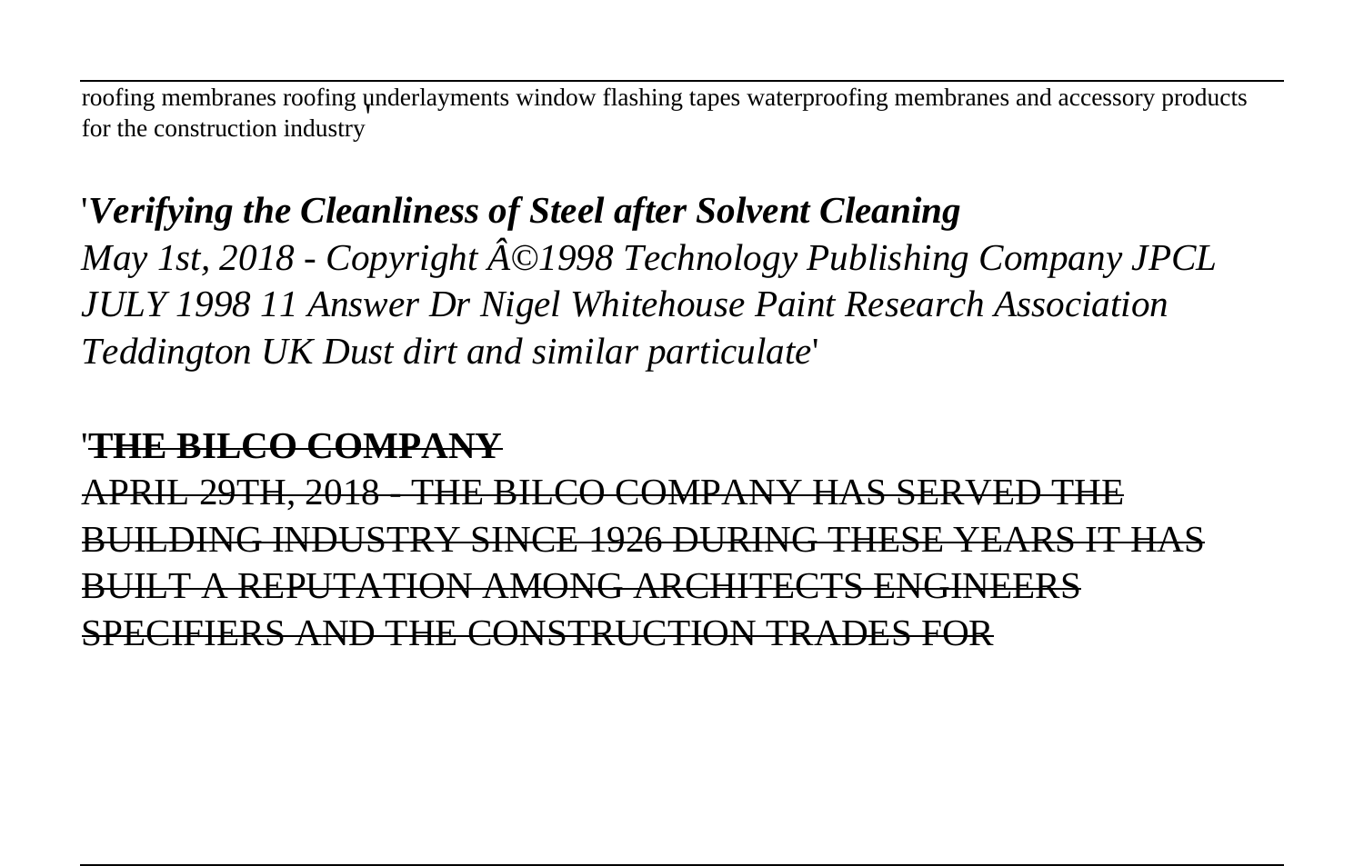roofing membranes roofing underlayments window flashing tapes waterproofing membranes and accessory products for the construction industry'

'***Verifying the Cleanliness of Steel after Solvent Cleaning***
*May 1st, 2018 - Copyright Â©1998 Technology Publishing Company JPCL JULY 1998 11 Answer Dr Nigel Whitehouse Paint Research Association Teddington UK Dust dirt and similar particulate*'

'**THE BILCO COMPANY**
APRIL 29TH, 2018 - THE BILCO COMPANY HAS SERVED THE BUILDING INDUSTRY SINCE 1926 DURING THESE YEARS IT HAS BUILT A REPUTATION AMONG ARCHITECTS ENGINEERS SPECIFIERS AND THE CONSTRUCTION TRADES FOR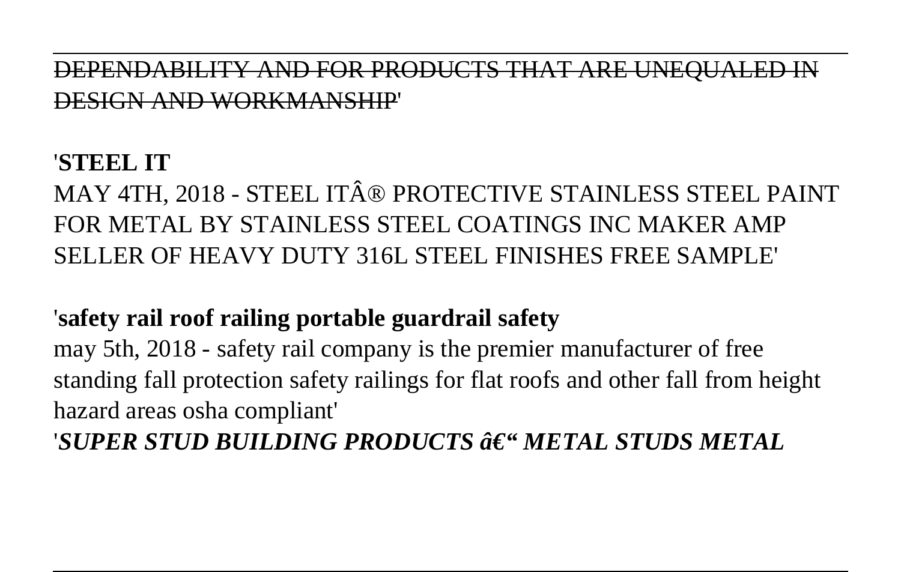DEPENDABILITY AND FOR PRODUCTS THAT ARE UNEQUALED IN DESIGN AND WORKMANSHIP'

'**STEEL IT**
MAY 4TH, 2018 - STEEL ITÂ® PROTECTIVE STAINLESS STEEL PAINT FOR METAL BY STAINLESS STEEL COATINGS INC MAKER AMP SELLER OF HEAVY DUTY 316L STEEL FINISHES FREE SAMPLE'

'**safety rail roof railing portable guardrail safety**
may 5th, 2018 - safety rail company is the premier manufacturer of free standing fall protection safety railings for flat roofs and other fall from height hazard areas osha compliant'

'***SUPER STUD BUILDING PRODUCTS â€" METAL STUDS METAL***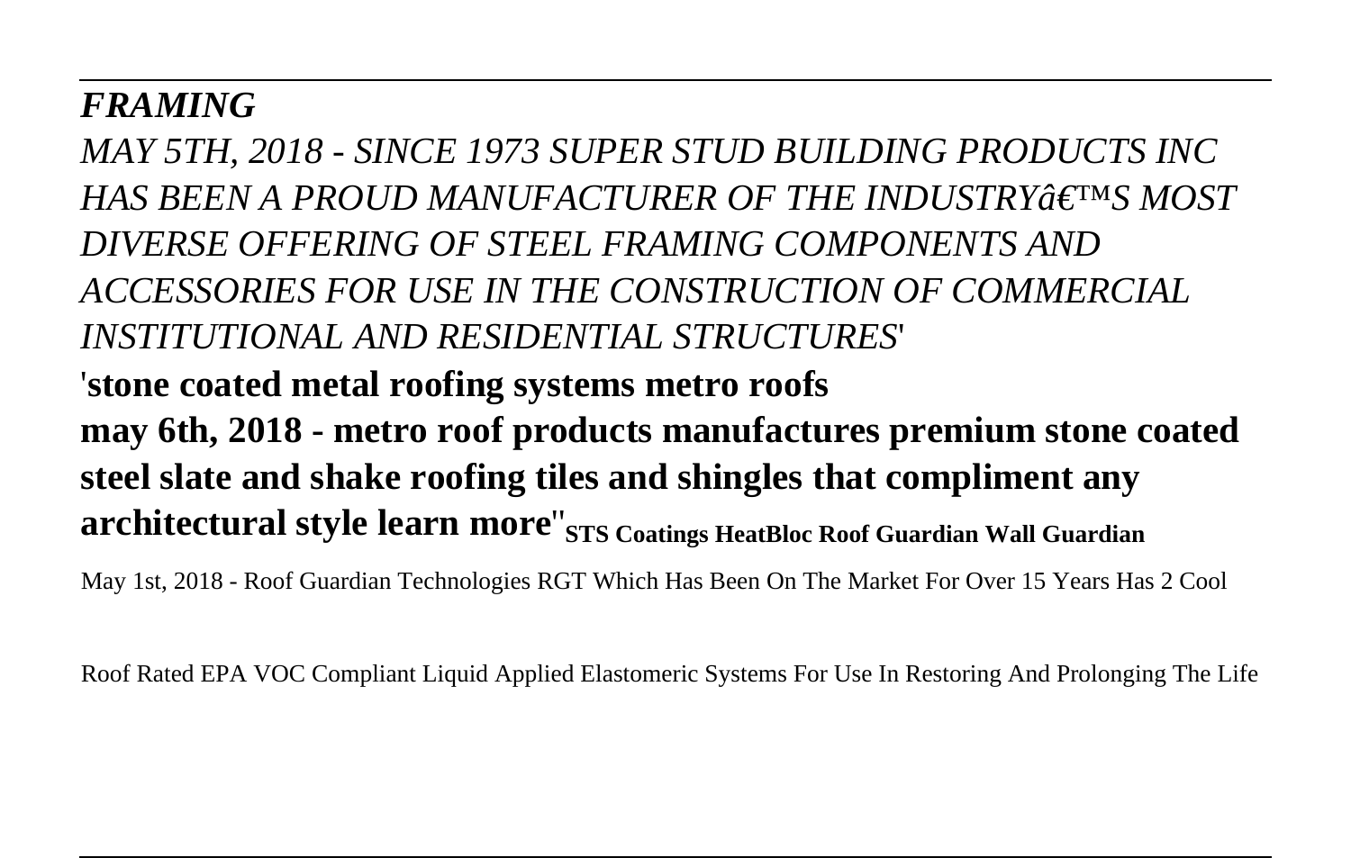*FRAMING*

*MAY 5TH, 2018 - SINCE 1973 SUPER STUD BUILDING PRODUCTS INC HAS BEEN A PROUD MANUFACTURER OF THE INDUSTRYâ€™S MOST DIVERSE OFFERING OF STEEL FRAMING COMPONENTS AND ACCESSORIES FOR USE IN THE CONSTRUCTION OF COMMERCIAL INSTITUTIONAL AND RESIDENTIAL STRUCTURES*'

'**stone coated metal roofing systems metro roofs**

**may 6th, 2018 - metro roof products manufactures premium stone coated steel slate and shake roofing tiles and shingles that compliment any architectural style learn more**''**STS Coatings HeatBloc Roof Guardian Wall Guardian**

May 1st, 2018 - Roof Guardian Technologies RGT Which Has Been On The Market For Over 15 Years Has 2 Cool Roof Rated EPA VOC Compliant Liquid Applied Elastomeric Systems For Use In Restoring And Prolonging The Life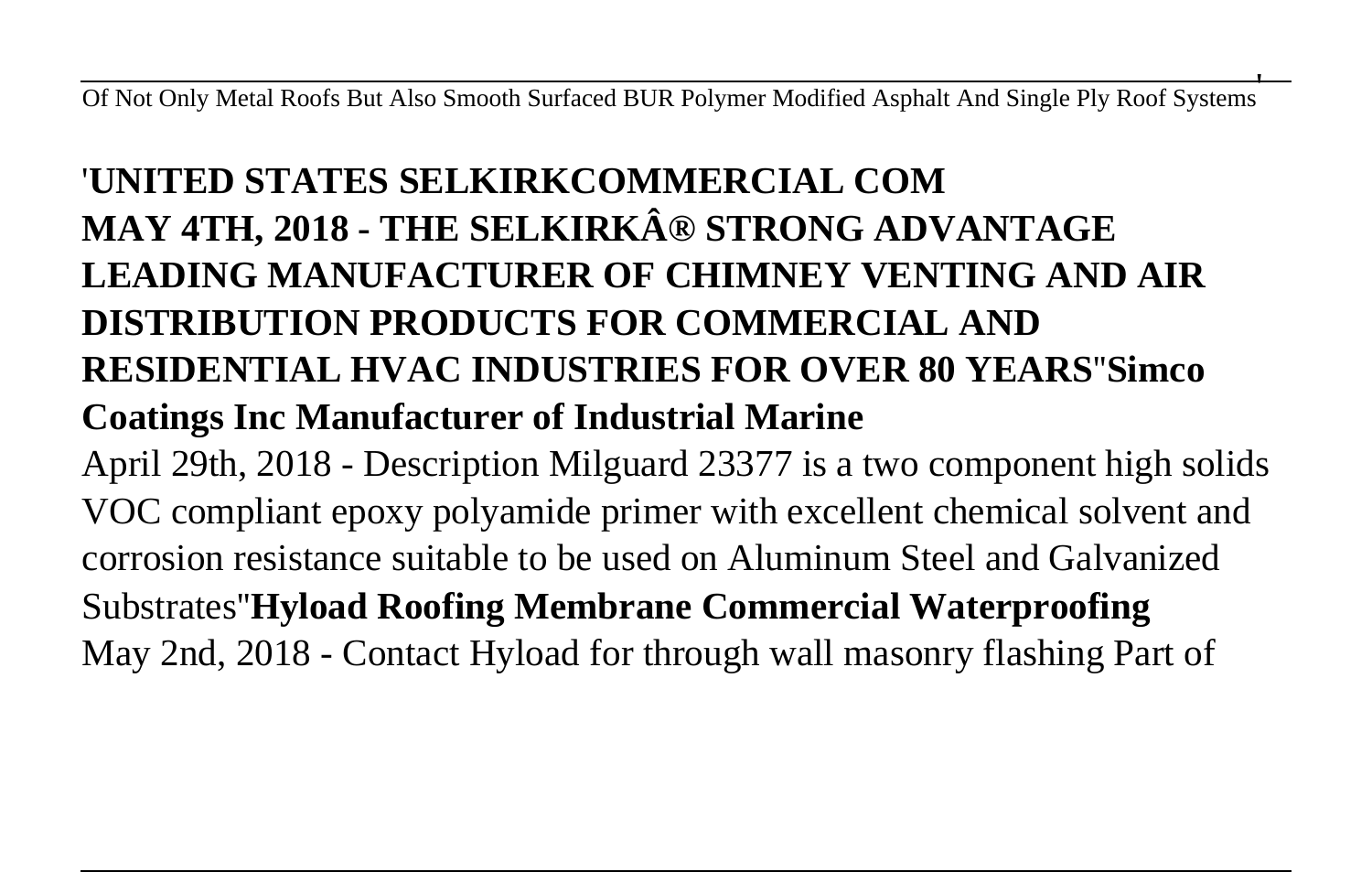Of Not Only Metal Roofs But Also Smooth Surfaced BUR Polymer Modified Asphalt And Single Ply Roof Systems'

'**UNITED STATES SELKIRKCOMMERCIAL COM MAY 4TH, 2018 - THE SELKIRKÂ® STRONG ADVANTAGE LEADING MANUFACTURER OF CHIMNEY VENTING AND AIR DISTRIBUTION PRODUCTS FOR COMMERCIAL AND RESIDENTIAL HVAC INDUSTRIES FOR OVER 80 YEARS**''**Simco Coatings Inc Manufacturer of Industrial Marine**

April 29th, 2018 - Description Milguard 23377 is a two component high solids VOC compliant epoxy polyamide primer with excellent chemical solvent and corrosion resistance suitable to be used on Aluminum Steel and Galvanized Substrates''**Hyload Roofing Membrane Commercial Waterproofing**

May 2nd, 2018 - Contact Hyload for through wall masonry flashing Part of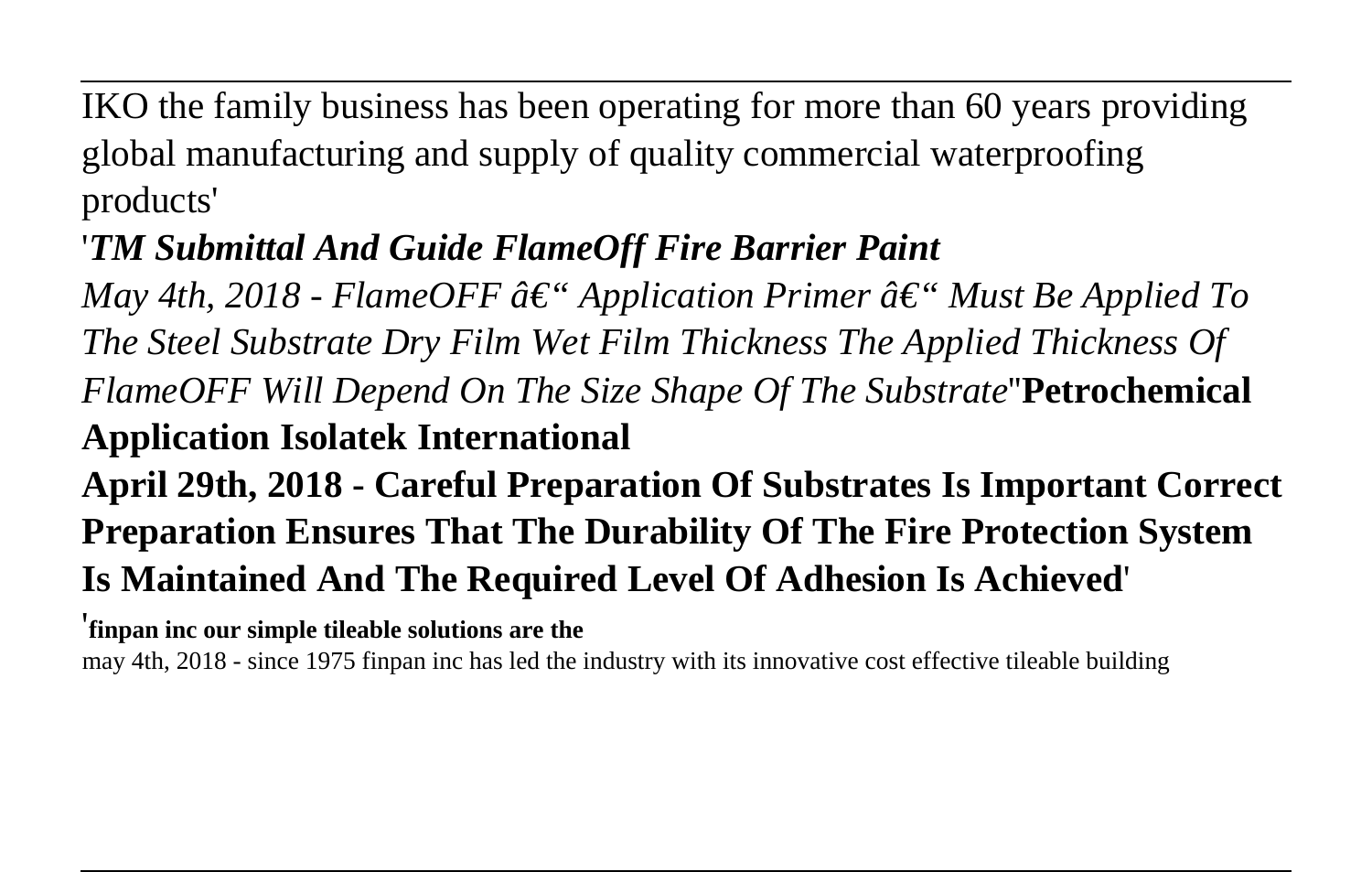IKO the family business has been operating for more than 60 years providing global manufacturing and supply of quality commercial waterproofing products'

'***TM Submittal And Guide FlameOff Fire Barrier Paint***

*May 4th, 2018 - FlameOFF â€“ Application Primer â€“ Must Be Applied To The Steel Substrate Dry Film Wet Film Thickness The Applied Thickness Of FlameOFF Will Depend On The Size Shape Of The Substrate*''**Petrochemical Application Isolatek International**

**April 29th, 2018 - Careful Preparation Of Substrates Is Important Correct Preparation Ensures That The Durability Of The Fire Protection System Is Maintained And The Required Level Of Adhesion Is Achieved**'

'**finpan inc our simple tileable solutions are the**

may 4th, 2018 - since 1975 finpan inc has led the industry with its innovative cost effective tileable building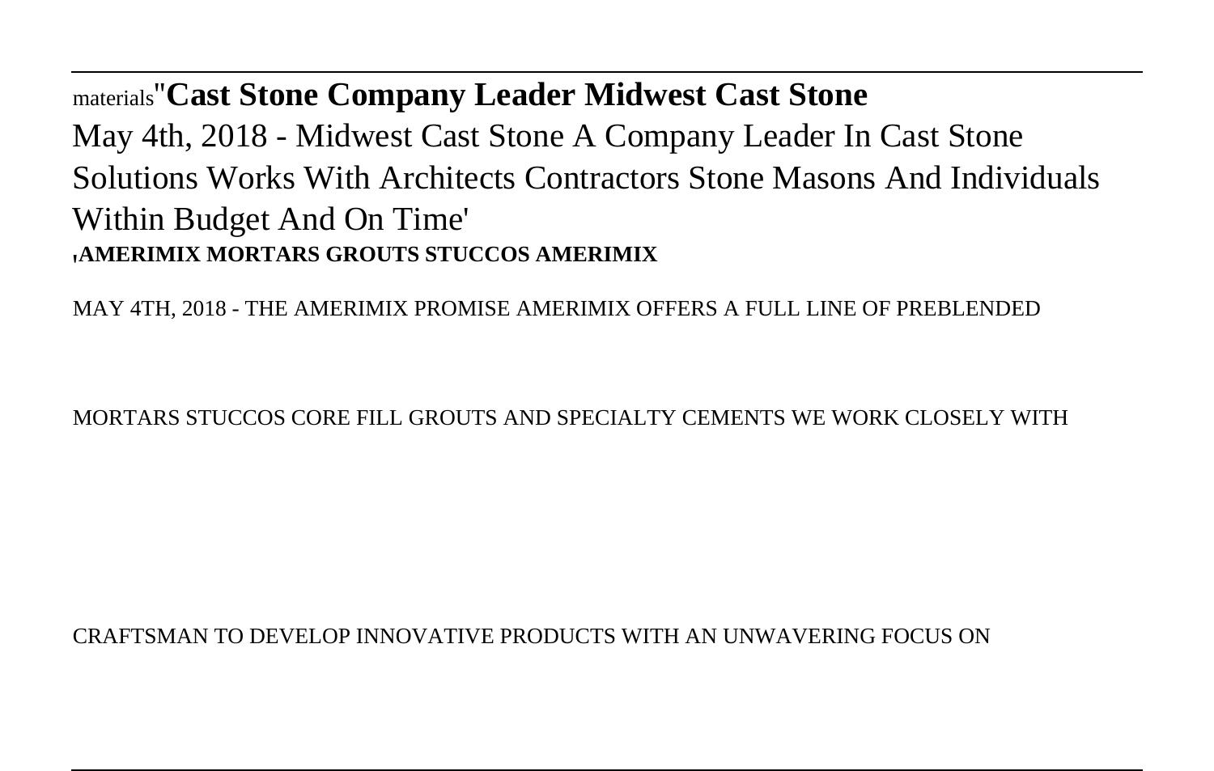materials''**Cast Stone Company Leader Midwest Cast Stone**

May 4th, 2018 - Midwest Cast Stone A Company Leader In Cast Stone Solutions Works With Architects Contractors Stone Masons And Individuals Within Budget And On Time'

'**AMERIMIX MORTARS GROUTS STUCCOS AMERIMIX**

MAY 4TH, 2018 - THE AMERIMIX PROMISE AMERIMIX OFFERS A FULL LINE OF PREBLENDED

MORTARS STUCCOS CORE FILL GROUTS AND SPECIALTY CEMENTS WE WORK CLOSELY WITH

CRAFTSMAN TO DEVELOP INNOVATIVE PRODUCTS WITH AN UNWAVERING FOCUS ON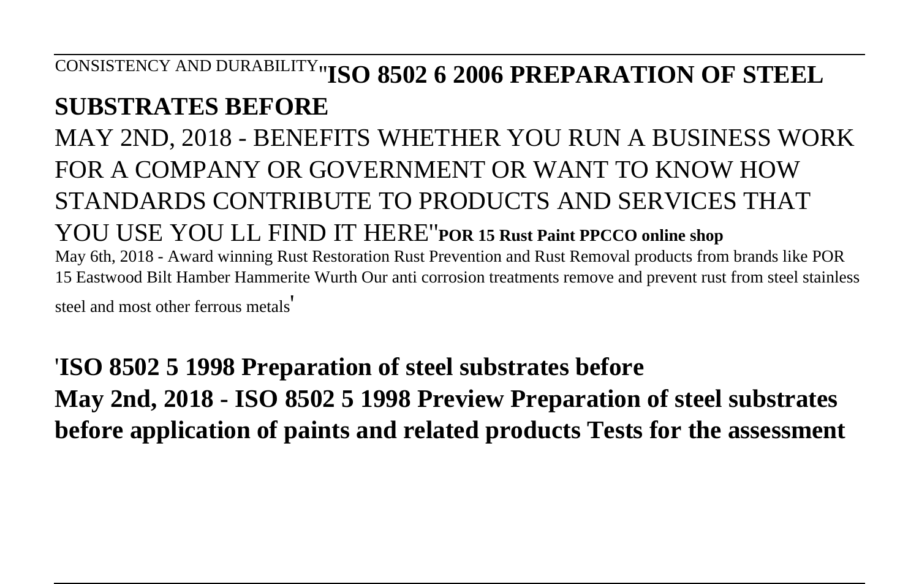CONSISTENCY AND DURABILITY''**ISO 8502 6 2006 PREPARATION OF STEEL SUBSTRATES BEFORE**

MAY 2ND, 2018 - BENEFITS WHETHER YOU RUN A BUSINESS WORK FOR A COMPANY OR GOVERNMENT OR WANT TO KNOW HOW STANDARDS CONTRIBUTE TO PRODUCTS AND SERVICES THAT YOU USE YOU LL FIND IT HERE''**POR 15 Rust Paint PPCCO online shop**

May 6th, 2018 - Award winning Rust Restoration Rust Prevention and Rust Removal products from brands like POR 15 Eastwood Bilt Hamber Hammerite Wurth Our anti corrosion treatments remove and prevent rust from steel stainless steel and most other ferrous metals'

'**ISO 8502 5 1998 Preparation of steel substrates before**

**May 2nd, 2018 - ISO 8502 5 1998 Preview Preparation of steel substrates before application of paints and related products Tests for the assessment**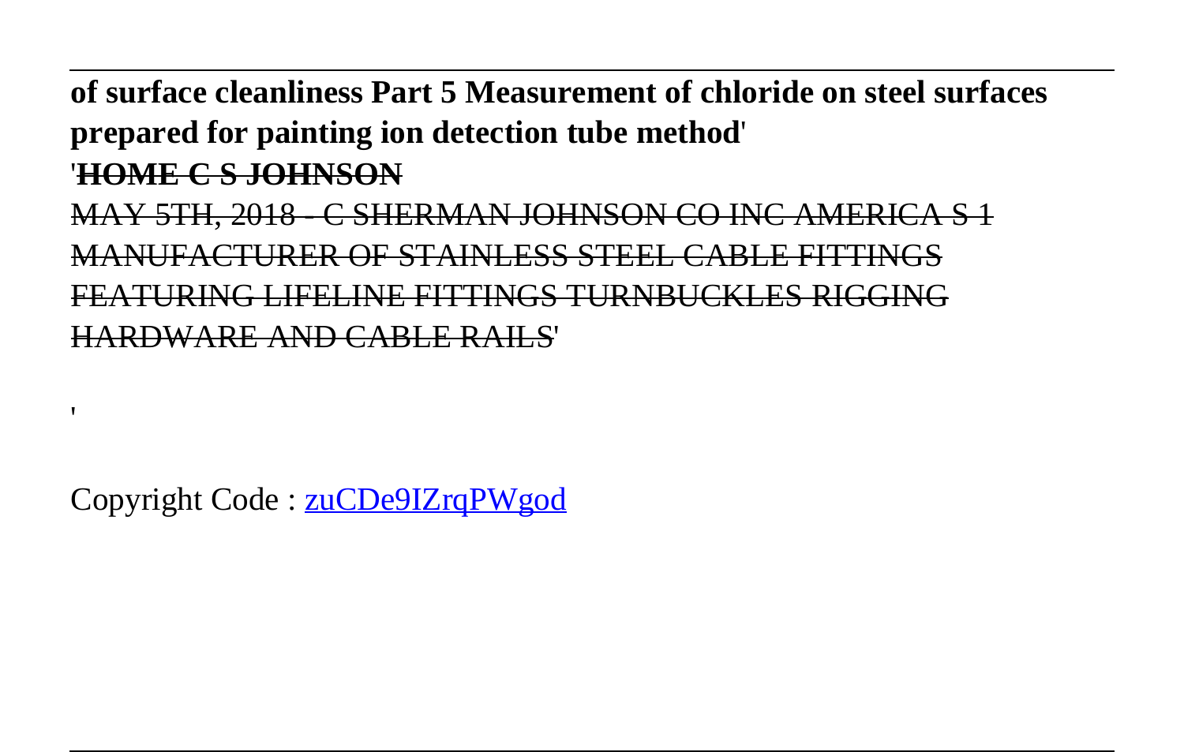**of surface cleanliness Part 5 Measurement of chloride on steel surfaces prepared for painting ion detection tube method**'

'~~**HOME C S JOHNSON**~~

~~MAY 5TH, 2018 - C SHERMAN JOHNSON CO INC AMERICA S 1 MANUFACTURER OF STAINLESS STEEL CABLE FITTINGS FEATURING LIFELINE FITTINGS TURNBUCKLES RIGGING HARDWARE AND CABLE RAILS~~'

'

Copyright Code : zuCDe9IZrqPWgod